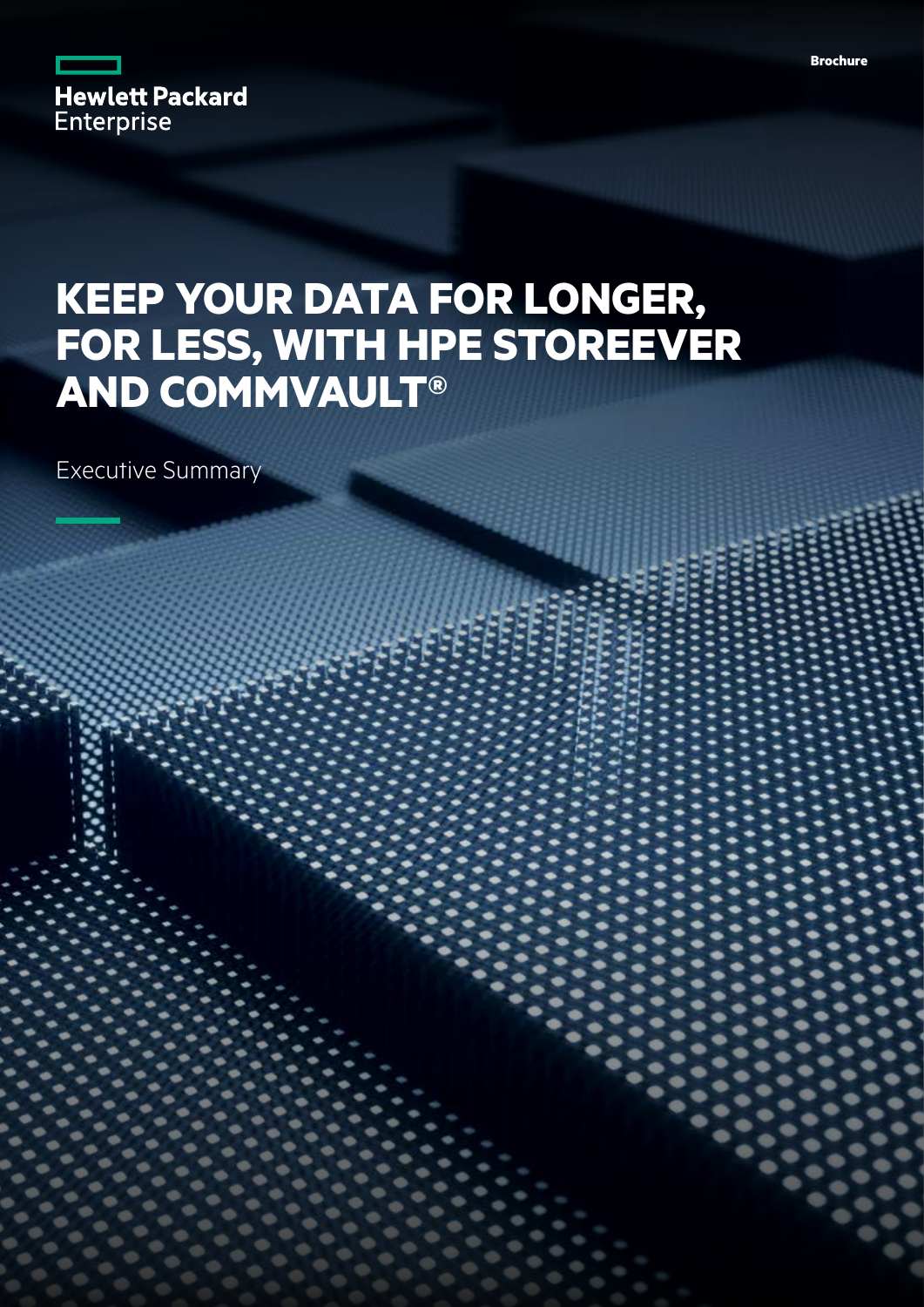Hewlett Packard Enterprise

Brochure

# KEEP YOUR DATA FOR LONGER, FOR LESS, WITH HPE STOREEVER AND COMMVAULT®

Executive Summary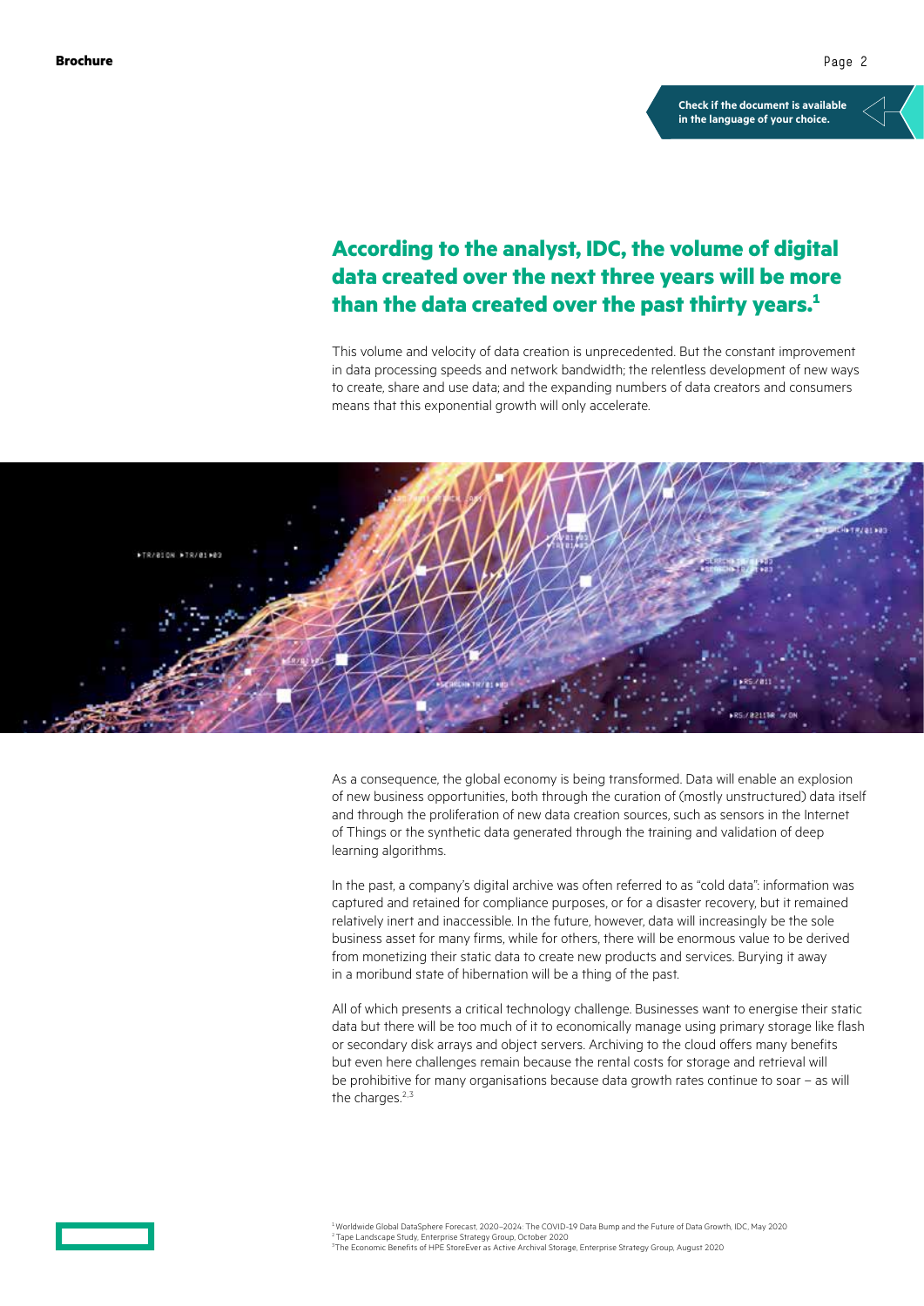## According to the analyst, IDC, the volume of digital data created over the next three years will be more than the data created over the past thirty years.[1]

This volume and velocity of data creation is unprecedented. But the constant improvement in data processing speeds and network bandwidth; the relentless development of new ways to create, share and use data; and the expanding numbers of data creators and consumers means that this exponential growth will only accelerate.

As a consequence, the global economy is being transformed. Data will enable an explosion of new business opportunities, both through the curation of (mostly unstructured) data itself and through the proliferation of new data creation sources, such as sensors in the Internet of Things or the synthetic data generated through the training and validation of deep learning algorithms.

In the past, a company's digital archive was often referred to as "cold data": information was captured and retained for compliance purposes, or for a disaster recovery, but it remained relatively inert and inaccessible. In the future, however, data will increasingly be the sole business asset for many firms, while for others, there will be enormous value to be derived from monetizing their static data to create new products and services. Burying it away in a moribund state of hibernation will be a thing of the past.

All of which presents a critical technology challenge. Businesses want to energise their static data but there will be too much of it to economically manage using primary storage like flash or secondary disk arrays and object servers. Archiving to the cloud offers many benefits but even here challenges remain because the rental costs for storage and retrieval will be prohibitive for many organisations because data growth rates continue to soar – as will the charges.[2,3]

[1] Worldwide Global DataSphere Forecast, 2020–2024: The COVID-19 Data Bump and the Future of Data Growth, IDC, May 2020
[2] Tape Landscape Study, Enterprise Strategy Group, October 2020
[3] The Economic Benefits of HPE StoreEver as Active Archival Storage, Enterprise Strategy Group, August 2020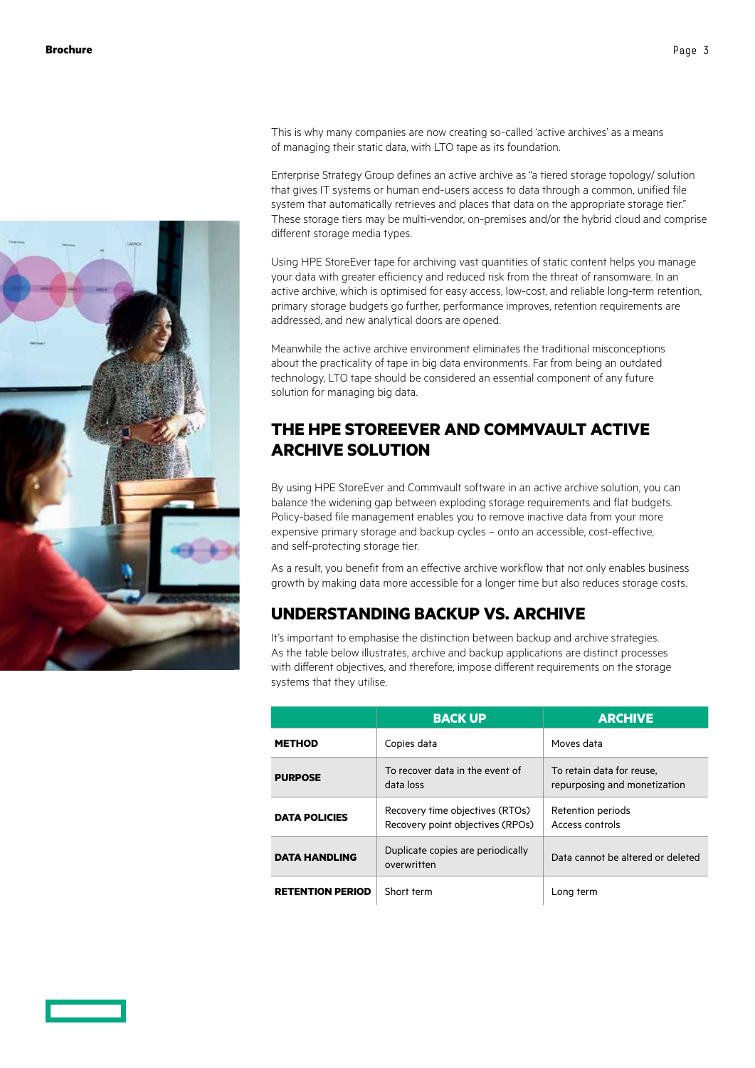This is why many companies are now creating so-called 'active archives' as a means of managing their static data, with LTO tape as its foundation.

Enterprise Strategy Group defines an active archive as "a tiered storage topology/ solution that gives IT systems or human end-users access to data through a common, unified file system that automatically retrieves and places that data on the appropriate storage tier." These storage tiers may be multi-vendor, on-premises and/or the hybrid cloud and comprise different storage media types.

Using HPE StoreEver tape for archiving vast quantities of static content helps you manage your data with greater efficiency and reduced risk from the threat of ransomware. In an active archive, which is optimised for easy access, low-cost, and reliable long-term retention, primary storage budgets go further, performance improves, retention requirements are addressed, and new analytical doors are opened.

Meanwhile the active archive environment eliminates the traditional misconceptions about the practicality of tape in big data environments. Far from being an outdated technology, LTO tape should be considered an essential component of any future solution for managing big data.

## THE HPE STOREEVER AND COMMVAULT ACTIVE ARCHIVE SOLUTION

By using HPE StoreEver and Commvault software in an active archive solution, you can balance the widening gap between exploding storage requirements and flat budgets. Policy-based file management enables you to remove inactive data from your more expensive primary storage and backup cycles – onto an accessible, cost-effective, and self-protecting storage tier.

As a result, you benefit from an effective archive workflow that not only enables business growth by making data more accessible for a longer time but also reduces storage costs.

## UNDERSTANDING BACKUP VS. ARCHIVE

It's important to emphasise the distinction between backup and archive strategies. As the table below illustrates, archive and backup applications are distinct processes with different objectives, and therefore, impose different requirements on the storage systems that they utilise.

| | BACK UP | ARCHIVE |
|---|---|---|
| **METHOD** | Copies data | Moves data |
| **PURPOSE** | To recover data in the event of data loss | To retain data for reuse, repurposing and monetization |
| **DATA POLICIES** | Recovery time objectives (RTOs)<br>Recovery point objectives (RPOs) | Retention periods<br>Access controls |
| **DATA HANDLING** | Duplicate copies are periodically overwritten | Data cannot be altered or deleted |
| **RETENTION PERIOD** | Short term | Long term |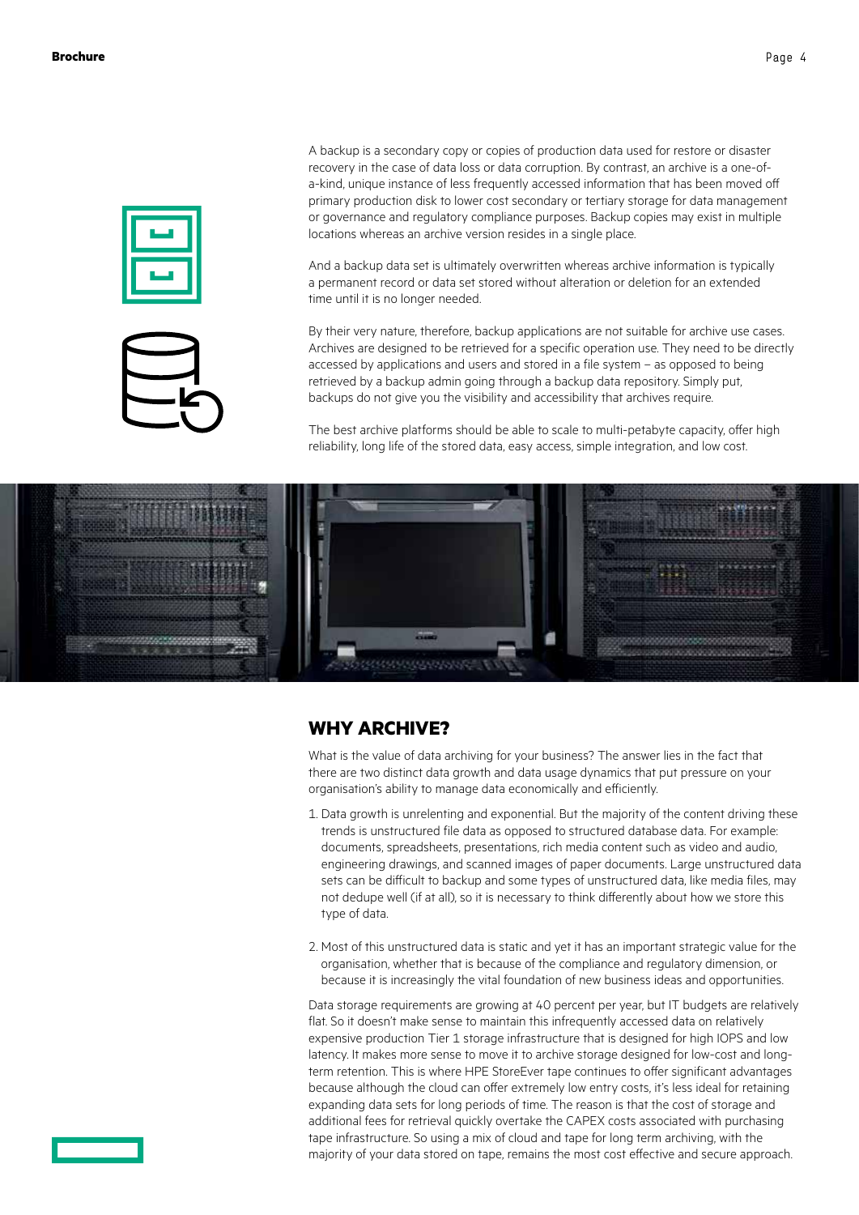A backup is a secondary copy or copies of production data used for restore or disaster recovery in the case of data loss or data corruption. By contrast, an archive is a one-of-a-kind, unique instance of less frequently accessed information that has been moved off primary production disk to lower cost secondary or tertiary storage for data management or governance and regulatory compliance purposes. Backup copies may exist in multiple locations whereas an archive version resides in a single place.

And a backup data set is ultimately overwritten whereas archive information is typically a permanent record or data set stored without alteration or deletion for an extended time until it is no longer needed.

By their very nature, therefore, backup applications are not suitable for archive use cases. Archives are designed to be retrieved for a specific operation use. They need to be directly accessed by applications and users and stored in a file system – as opposed to being retrieved by a backup admin going through a backup data repository. Simply put, backups do not give you the visibility and accessibility that archives require.

The best archive platforms should be able to scale to multi-petabyte capacity, offer high reliability, long life of the stored data, easy access, simple integration, and low cost.

## WHY ARCHIVE?

What is the value of data archiving for your business? The answer lies in the fact that there are two distinct data growth and data usage dynamics that put pressure on your organisation's ability to manage data economically and efficiently.

1. Data growth is unrelenting and exponential. But the majority of the content driving these trends is unstructured file data as opposed to structured database data. For example: documents, spreadsheets, presentations, rich media content such as video and audio, engineering drawings, and scanned images of paper documents. Large unstructured data sets can be difficult to backup and some types of unstructured data, like media files, may not dedupe well (if at all), so it is necessary to think differently about how we store this type of data.

2. Most of this unstructured data is static and yet it has an important strategic value for the organisation, whether that is because of the compliance and regulatory dimension, or because it is increasingly the vital foundation of new business ideas and opportunities.

Data storage requirements are growing at 40 percent per year, but IT budgets are relatively flat. So it doesn't make sense to maintain this infrequently accessed data on relatively expensive production Tier 1 storage infrastructure that is designed for high IOPS and low latency. It makes more sense to move it to archive storage designed for low-cost and long-term retention. This is where HPE StoreEver tape continues to offer significant advantages because although the cloud can offer extremely low entry costs, it's less ideal for retaining expanding data sets for long periods of time. The reason is that the cost of storage and additional fees for retrieval quickly overtake the CAPEX costs associated with purchasing tape infrastructure. So using a mix of cloud and tape for long term archiving, with the majority of your data stored on tape, remains the most cost effective and secure approach.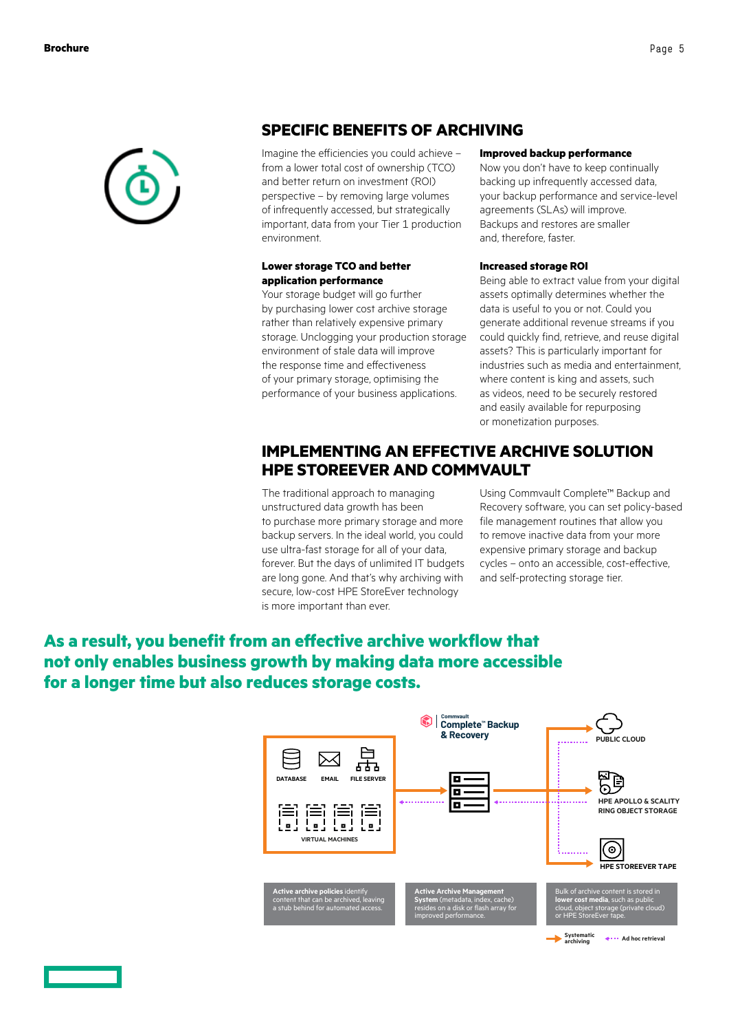## SPECIFIC BENEFITS OF ARCHIVING

Imagine the efficiencies you could achieve – from a lower total cost of ownership (TCO) and better return on investment (ROI) perspective – by removing large volumes of infrequently accessed, but strategically important, data from your Tier 1 production environment.

**Lower storage TCO and better application performance**
Your storage budget will go further by purchasing lower cost archive storage rather than relatively expensive primary storage. Unclogging your production storage environment of stale data will improve the response time and effectiveness of your primary storage, optimising the performance of your business applications.

**Improved backup performance**
Now you don't have to keep continually backing up infrequently accessed data, your backup performance and service-level agreements (SLAs) will improve. Backups and restores are smaller and, therefore, faster.

**Increased storage ROI**
Being able to extract value from your digital assets optimally determines whether the data is useful to you or not. Could you generate additional revenue streams if you could quickly find, retrieve, and reuse digital assets? This is particularly important for industries such as media and entertainment, where content is king and assets, such as videos, need to be securely restored and easily available for repurposing or monetization purposes.

## IMPLEMENTING AN EFFECTIVE ARCHIVE SOLUTION HPE STOREEVER AND COMMVAULT

The traditional approach to managing unstructured data growth has been to purchase more primary storage and more backup servers. In the ideal world, you could use ultra-fast storage for all of your data, forever. But the days of unlimited IT budgets are long gone. And that's why archiving with secure, low-cost HPE StoreEver technology is more important than ever.

Using Commvault Complete™ Backup and Recovery software, you can set policy-based file management routines that allow you to remove inactive data from your more expensive primary storage and backup cycles – onto an accessible, cost-effective, and self-protecting storage tier.

**As a result, you benefit from an effective archive workflow that not only enables business growth by making data more accessible for a longer time but also reduces storage costs.**

Commvault Complete™ Backup & Recovery

DATABASE | EMAIL | FILE SERVER

VIRTUAL MACHINES

PUBLIC CLOUD

HPE APOLLO & SCALITY RING OBJECT STORAGE

HPE STOREEVER TAPE

**Active archive policies** identify content that can be archived, leaving a stub behind for automated access.

**Active Archive Management System** (metadata, index, cache) resides on a disk or flash array for improved performance.

Bulk of archive content is stored in **lower cost media**, such as public cloud, object storage (private cloud) or HPE StoreEver tape.

Systematic archiving | Ad hoc retrieval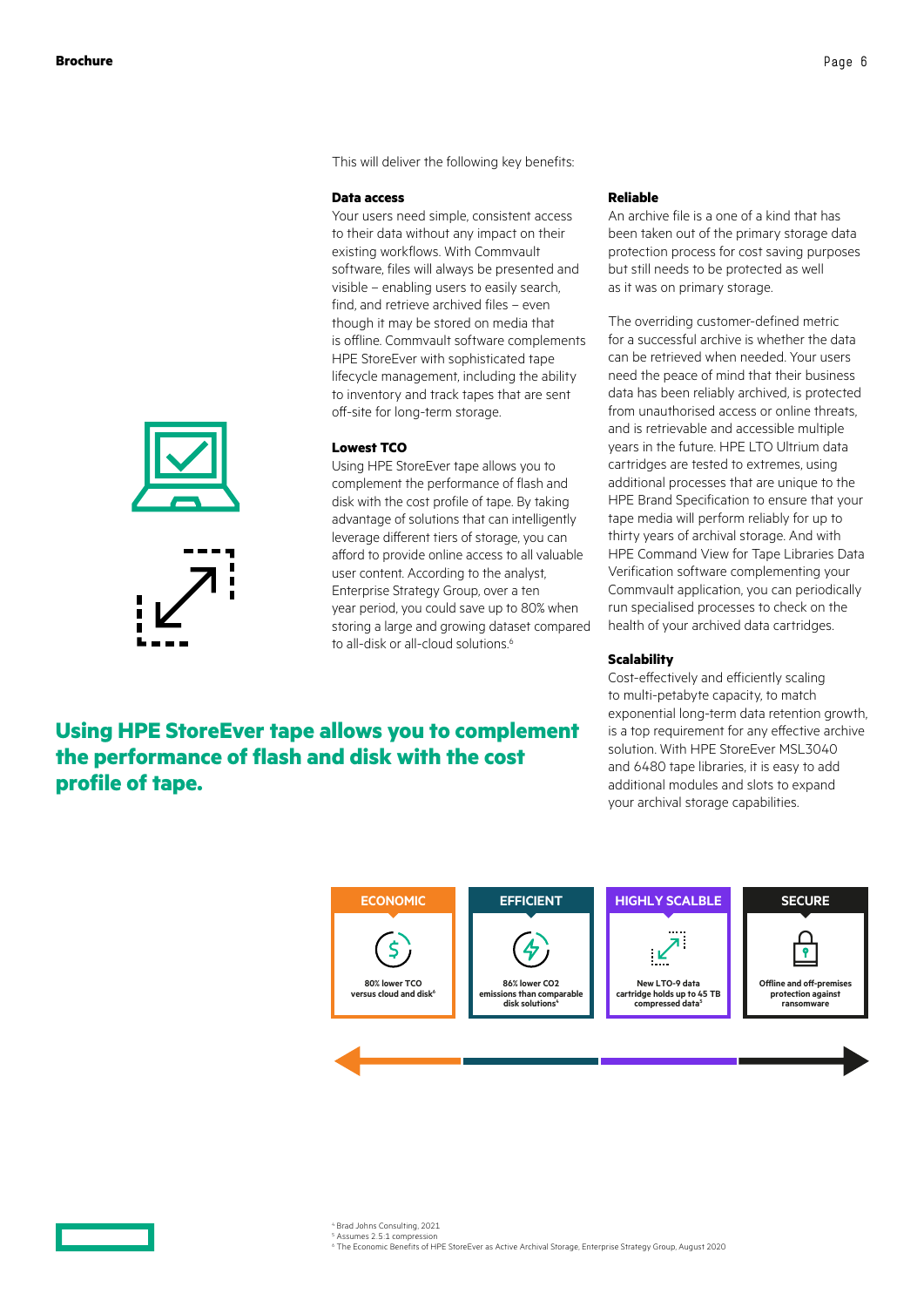This will deliver the following key benefits:

### Data access

Your users need simple, consistent access to their data without any impact on their existing workflows. With Commvault software, files will always be presented and visible – enabling users to easily search, find, and retrieve archived files – even though it may be stored on media that is offline. Commvault software complements HPE StoreEver with sophisticated tape lifecycle management, including the ability to inventory and track tapes that are sent off-site for long-term storage.

### Lowest TCO

Using HPE StoreEver tape allows you to complement the performance of flash and disk with the cost profile of tape. By taking advantage of solutions that can intelligently leverage different tiers of storage, you can afford to provide online access to all valuable user content. According to the analyst, Enterprise Strategy Group, over a ten year period, you could save up to 80% when storing a large and growing dataset compared to all-disk or all-cloud solutions.[6]

### Reliable

An archive file is a one of a kind that has been taken out of the primary storage data protection process for cost saving purposes but still needs to be protected as well as it was on primary storage.

The overriding customer-defined metric for a successful archive is whether the data can be retrieved when needed. Your users need the peace of mind that their business data has been reliably archived, is protected from unauthorised access or online threats, and is retrievable and accessible multiple years in the future. HPE LTO Ultrium data cartridges are tested to extremes, using additional processes that are unique to the HPE Brand Specification to ensure that your tape media will perform reliably for up to thirty years of archival storage. And with HPE Command View for Tape Libraries Data Verification software complementing your Commvault application, you can periodically run specialised processes to check on the health of your archived data cartridges.

### Scalability

Cost-effectively and efficiently scaling to multi-petabyte capacity, to match exponential long-term data retention growth, is a top requirement for any effective archive solution. With HPE StoreEver MSL3040 and 6480 tape libraries, it is easy to add additional modules and slots to expand your archival storage capabilities.

## Using HPE StoreEver tape allows you to complement the performance of flash and disk with the cost profile of tape.

| ECONOMIC | EFFICIENT | HIGHLY SCALBLE | SECURE |
|---|---|---|---|
| 80% lower TCO versus cloud and disk[4] | 86% lower $CO_2$ emissions than comparable disk solutions[4] | New LTO-9 data cartridge holds up to 45 TB compressed data[5] | Offline and off-premises protection against ransomware |

[4] Brad Johns Consulting, 2021
[5] Assumes 2.5:1 compression
[6] The Economic Benefits of HPE StoreEver as Active Archival Storage, Enterprise Strategy Group, August 2020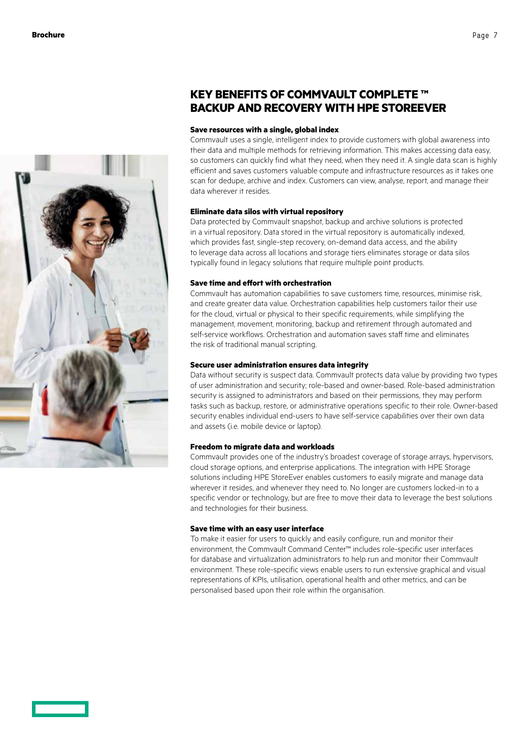## KEY BENEFITS OF COMMVAULT COMPLETE ™ BACKUP AND RECOVERY WITH HPE STOREEVER

**Save resources with a single, global index**

Commvault uses a single, intelligent index to provide customers with global awareness into their data and multiple methods for retrieving information. This makes accessing data easy, so customers can quickly find what they need, when they need it. A single data scan is highly efficient and saves customers valuable compute and infrastructure resources as it takes one scan for dedupe, archive and index. Customers can view, analyse, report, and manage their data wherever it resides.

**Eliminate data silos with virtual repository**

Data protected by Commvault snapshot, backup and archive solutions is protected in a virtual repository. Data stored in the virtual repository is automatically indexed, which provides fast, single-step recovery, on-demand data access, and the ability to leverage data across all locations and storage tiers eliminates storage or data silos typically found in legacy solutions that require multiple point products.

**Save time and effort with orchestration**

Commvault has automation capabilities to save customers time, resources, minimise risk, and create greater data value. Orchestration capabilities help customers tailor their use for the cloud, virtual or physical to their specific requirements, while simplifying the management, movement, monitoring, backup and retirement through automated and self-service workflows. Orchestration and automation saves staff time and eliminates the risk of traditional manual scripting.

**Secure user administration ensures data integrity**

Data without security is suspect data. Commvault protects data value by providing two types of user administration and security; role-based and owner-based. Role-based administration security is assigned to administrators and based on their permissions, they may perform tasks such as backup, restore, or administrative operations specific to their role. Owner-based security enables individual end-users to have self-service capabilities over their own data and assets (i.e. mobile device or laptop).

**Freedom to migrate data and workloads**

Commvault provides one of the industry's broadest coverage of storage arrays, hypervisors, cloud storage options, and enterprise applications. The integration with HPE Storage solutions including HPE StoreEver enables customers to easily migrate and manage data wherever it resides, and whenever they need to. No longer are customers locked-in to a specific vendor or technology, but are free to move their data to leverage the best solutions and technologies for their business.

**Save time with an easy user interface**

To make it easier for users to quickly and easily configure, run and monitor their environment, the Commvault Command Center™ includes role-specific user interfaces for database and virtualization administrators to help run and monitor their Commvault environment. These role-specific views enable users to run extensive graphical and visual representations of KPIs, utilisation, operational health and other metrics, and can be personalised based upon their role within the organisation.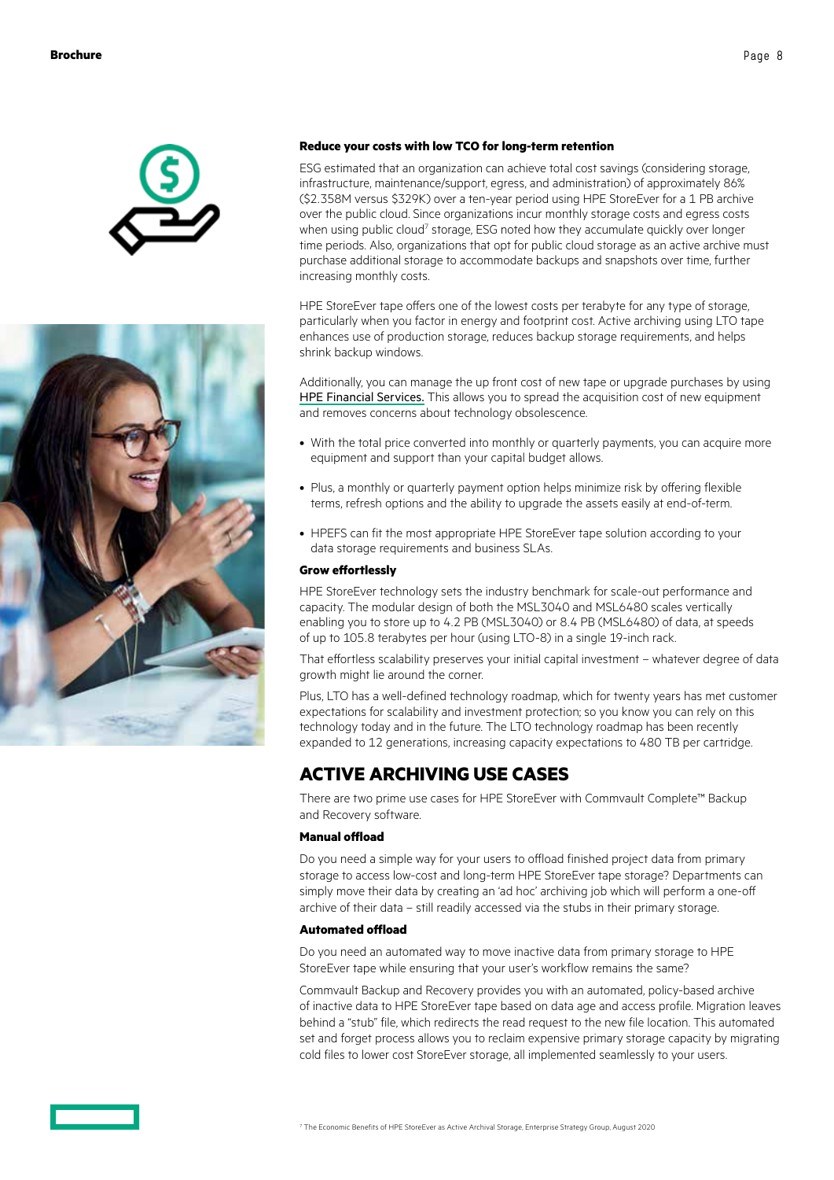### Reduce your costs with low TCO for long-term retention

ESG estimated that an organization can achieve total cost savings (considering storage, infrastructure, maintenance/support, egress, and administration) of approximately 86% ($2.358M versus $329K) over a ten-year period using HPE StoreEver for a 1 PB archive over the public cloud. Since organizations incur monthly storage costs and egress costs when using public cloud[7] storage, ESG noted how they accumulate quickly over longer time periods. Also, organizations that opt for public cloud storage as an active archive must purchase additional storage to accommodate backups and snapshots over time, further increasing monthly costs.

HPE StoreEver tape offers one of the lowest costs per terabyte for any type of storage, particularly when you factor in energy and footprint cost. Active archiving using LTO tape enhances use of production storage, reduces backup storage requirements, and helps shrink backup windows.

Additionally, you can manage the up front cost of new tape or upgrade purchases by using HPE Financial Services. This allows you to spread the acquisition cost of new equipment and removes concerns about technology obsolescence.

- With the total price converted into monthly or quarterly payments, you can acquire more equipment and support than your capital budget allows.
- Plus, a monthly or quarterly payment option helps minimize risk by offering flexible terms, refresh options and the ability to upgrade the assets easily at end-of-term.
- HPEFS can fit the most appropriate HPE StoreEver tape solution according to your data storage requirements and business SLAs.

### Grow effortlessly

HPE StoreEver technology sets the industry benchmark for scale-out performance and capacity. The modular design of both the MSL3040 and MSL6480 scales vertically enabling you to store up to 4.2 PB (MSL3040) or 8.4 PB (MSL6480) of data, at speeds of up to 105.8 terabytes per hour (using LTO-8) in a single 19-inch rack.

That effortless scalability preserves your initial capital investment – whatever degree of data growth might lie around the corner.

Plus, LTO has a well-defined technology roadmap, which for twenty years has met customer expectations for scalability and investment protection; so you know you can rely on this technology today and in the future. The LTO technology roadmap has been recently expanded to 12 generations, increasing capacity expectations to 480 TB per cartridge.

## ACTIVE ARCHIVING USE CASES

There are two prime use cases for HPE StoreEver with Commvault Complete™ Backup and Recovery software.

### Manual offload

Do you need a simple way for your users to offload finished project data from primary storage to access low-cost and long-term HPE StoreEver tape storage? Departments can simply move their data by creating an 'ad hoc' archiving job which will perform a one-off archive of their data – still readily accessed via the stubs in their primary storage.

### Automated offload

Do you need an automated way to move inactive data from primary storage to HPE StoreEver tape while ensuring that your user's workflow remains the same?

Commvault Backup and Recovery provides you with an automated, policy-based archive of inactive data to HPE StoreEver tape based on data age and access profile. Migration leaves behind a "stub" file, which redirects the read request to the new file location. This automated set and forget process allows you to reclaim expensive primary storage capacity by migrating cold files to lower cost StoreEver storage, all implemented seamlessly to your users.

[7] The Economic Benefits of HPE StoreEver as Active Archival Storage, Enterprise Strategy Group, August 2020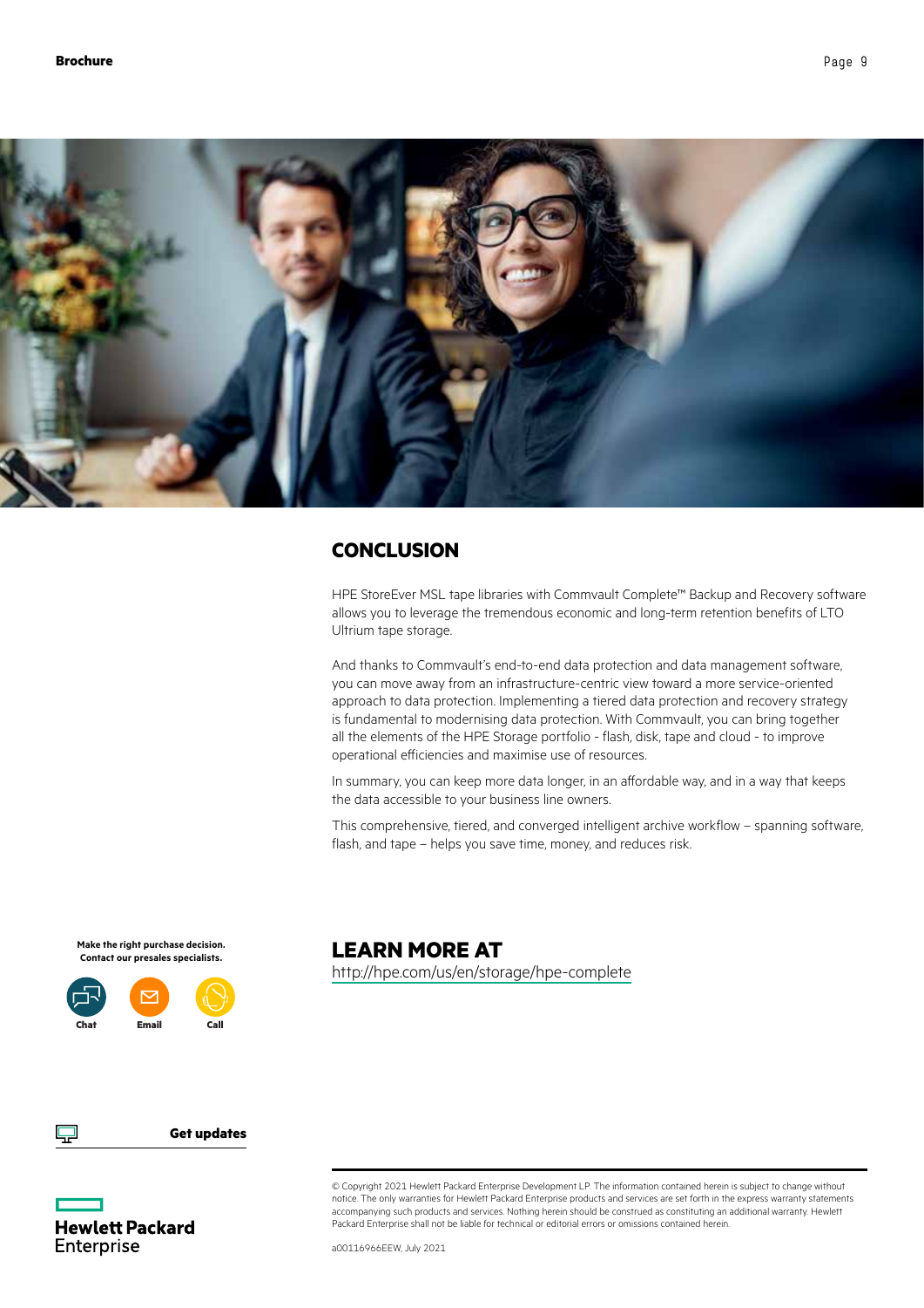## CONCLUSION

HPE StoreEver MSL tape libraries with Commvault Complete™ Backup and Recovery software allows you to leverage the tremendous economic and long-term retention benefits of LTO Ultrium tape storage.

And thanks to Commvault's end-to-end data protection and data management software, you can move away from an infrastructure-centric view toward a more service-oriented approach to data protection. Implementing a tiered data protection and recovery strategy is fundamental to modernising data protection. With Commvault, you can bring together all the elements of the HPE Storage portfolio - flash, disk, tape and cloud - to improve operational efficiencies and maximise use of resources.

In summary, you can keep more data longer, in an affordable way, and in a way that keeps the data accessible to your business line owners.

This comprehensive, tiered, and converged intelligent archive workflow – spanning software, flash, and tape – helps you save time, money, and reduces risk.

**Make the right purchase decision. Contact our presales specialists.**

Chat Email Call

**Get updates**

## LEARN MORE AT

http://hpe.com/us/en/storage/hpe-complete

**Hewlett Packard Enterprise**

© Copyright 2021 Hewlett Packard Enterprise Development LP. The information contained herein is subject to change without notice. The only warranties for Hewlett Packard Enterprise products and services are set forth in the express warranty statements accompanying such products and services. Nothing herein should be construed as constituting an additional warranty. Hewlett Packard Enterprise shall not be liable for technical or editorial errors or omissions contained herein.

a00116966EEW, July 2021